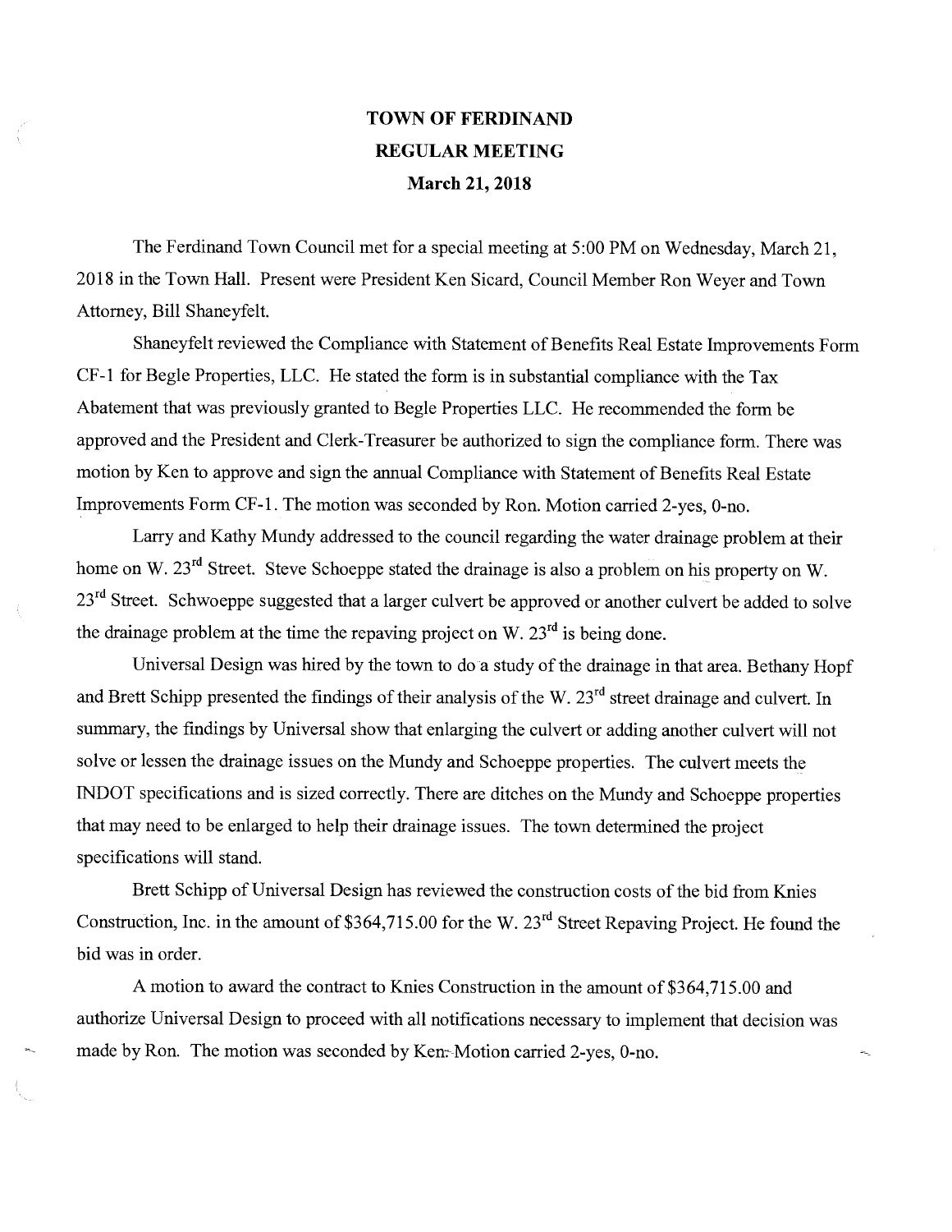# TOWN OF FERDINAND
## REGULAR MEETING
### March 21, 2018

The Ferdinand Town Council met for a special meeting at 5:00 PM on Wednesday, March 21, 2018 in the Town Hall. Present were President Ken Sicard, Council Member Ron Weyer and Town Attorney, Bill Shaneyfelt.

Shaneyfelt reviewed the Compliance with Statement of Benefits Real Estate Improvements Form CF-1 for Begle Properties, LLC. He stated the form is in substantial compliance with the Tax Abatement that was previously granted to Begle Properties LLC. He recommended the form be approved and the President and Clerk-Treasurer be authorized to sign the compliance form. There was motion by Ken to approve and sign the annual Compliance with Statement of Benefits Real Estate Improvements Form CF-1. The motion was seconded by Ron. Motion carried 2-yes, 0-no.

Larry and Kathy Mundy addressed to the council regarding the water drainage problem at their home on W. 23rd Street. Steve Schoeppe stated the drainage is also a problem on his property on W. 23rd Street. Schwoeppe suggested that a larger culvert be approved or another culvert be added to solve the drainage problem at the time the repaving project on W. 23rd is being done.

Universal Design was hired by the town to do a study of the drainage in that area. Bethany Hopf and Brett Schipp presented the findings of their analysis of the W. 23rd street drainage and culvert. In summary, the findings by Universal show that enlarging the culvert or adding another culvert will not solve or lessen the drainage issues on the Mundy and Schoeppe properties. The culvert meets the INDOT specifications and is sized correctly. There are ditches on the Mundy and Schoeppe properties that may need to be enlarged to help their drainage issues. The town determined the project specifications will stand.

Brett Schipp of Universal Design has reviewed the construction costs of the bid from Knies Construction, Inc. in the amount of $364,715.00 for the W. 23rd Street Repaving Project. He found the bid was in order.

A motion to award the contract to Knies Construction in the amount of $364,715.00 and authorize Universal Design to proceed with all notifications necessary to implement that decision was made by Ron. The motion was seconded by Ken. Motion carried 2-yes, 0-no.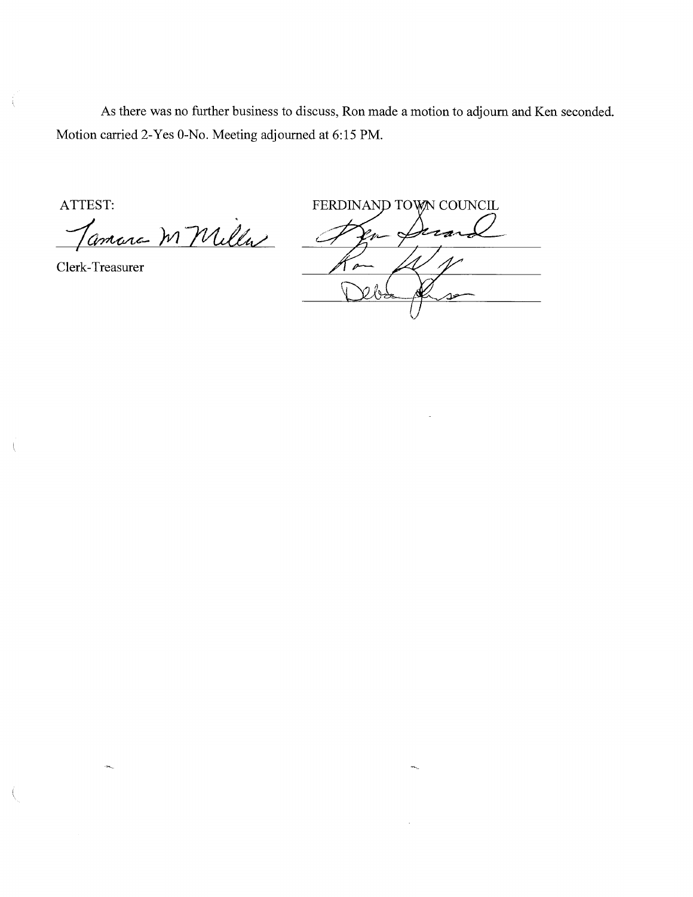As there was no further business to discuss, Ron made a motion to adjourn and Ken seconded. Motion carried 2-Yes 0-No. Meeting adjourned at 6:15 PM.

ATTEST:

Tamara M Miller

Clerk-Treasurer

FERDINAND TOWN COUNCIL